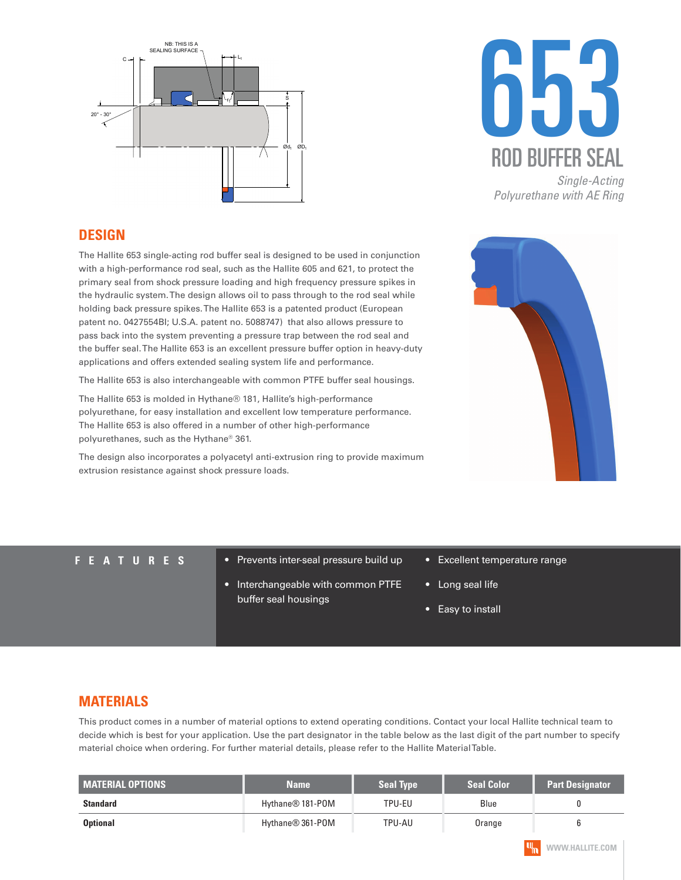# 653

## ROD BUFFER SEAL

*Single-Acting*
*Polyurethane with AE Ring*

## DESIGN

The Hallite 653 single-acting rod buffer seal is designed to be used in conjunction with a high-performance rod seal, such as the Hallite 605 and 621, to protect the primary seal from shock pressure loading and high frequency pressure spikes in the hydraulic system. The design allows oil to pass through to the rod seal while holding back pressure spikes. The Hallite 653 is a patented product (European patent no. 0427554BI; U.S.A. patent no. 5088747) that also allows pressure to pass back into the system preventing a pressure trap between the rod seal and the buffer seal. The Hallite 653 is an excellent pressure buffer option in heavy-duty applications and offers extended sealing system life and performance.

The Hallite 653 is also interchangeable with common PTFE buffer seal housings.

The Hallite 653 is molded in Hythane® 181, Hallite's high-performance polyurethane, for easy installation and excellent low temperature performance. The Hallite 653 is also offered in a number of other high-performance polyurethanes, such as the Hythane® 361.

The design also incorporates a polyacetyl anti-extrusion ring to provide maximum extrusion resistance against shock pressure loads.

## FEATURES

- Prevents inter-seal pressure build up
- Interchangeable with common PTFE buffer seal housings
- Excellent temperature range
- Long seal life
- Easy to install

## MATERIALS

This product comes in a number of material options to extend operating conditions. Contact your local Hallite technical team to decide which is best for your application. Use the part designator in the table below as the last digit of the part number to specify material choice when ordering. For further material details, please refer to the Hallite Material Table.

| MATERIAL OPTIONS | Name | Seal Type | Seal Color | Part Designator |
|---|---|---|---|---|
| **Standard** | Hythane® 181-POM | TPU-EU | Blue | 0 |
| **Optional** | Hythane® 361-POM | TPU-AU | Orange | 6 |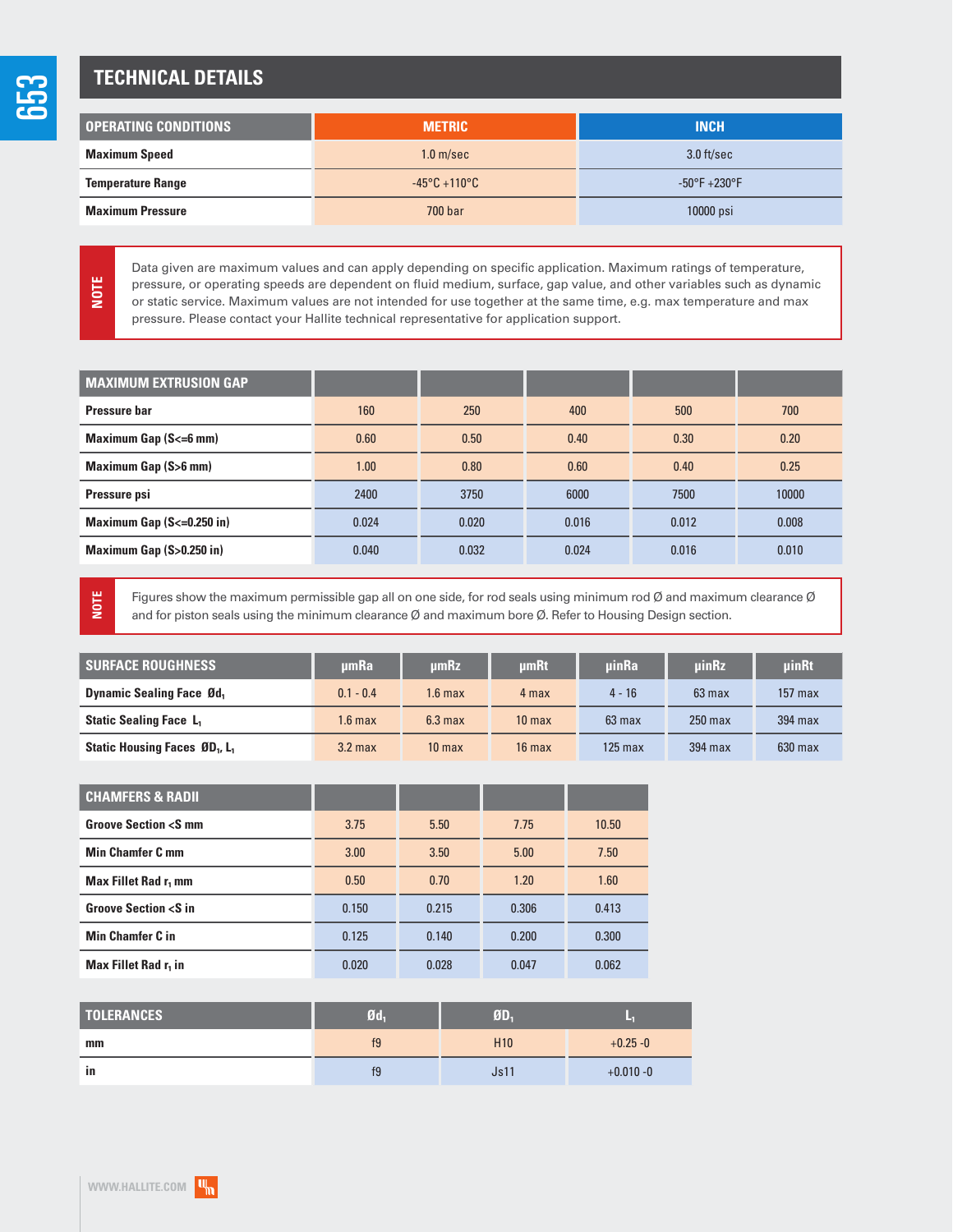## TECHNICAL DETAILS

| OPERATING CONDITIONS | METRIC | INCH |
|---|---|---|
| Maximum Speed | 1.0 m/sec | 3.0 ft/sec |
| Temperature Range | -45°C +110°C | -50°F +230°F |
| Maximum Pressure | 700 bar | 10000 psi |

**NOTE**

Data given are maximum values and can apply depending on specific application. Maximum ratings of temperature, pressure, or operating speeds are dependent on fluid medium, surface, gap value, and other variables such as dynamic or static service. Maximum values are not intended for use together at the same time, e.g. max temperature and max pressure. Please contact your Hallite technical representative for application support.

| MAXIMUM EXTRUSION GAP | | | | | |
|---|---|---|---|---|---|
| Pressure bar | 160 | 250 | 400 | 500 | 700 |
| Maximum Gap (S<=6 mm) | 0.60 | 0.50 | 0.40 | 0.30 | 0.20 |
| Maximum Gap (S>6 mm) | 1.00 | 0.80 | 0.60 | 0.40 | 0.25 |
| Pressure psi | 2400 | 3750 | 6000 | 7500 | 10000 |
| Maximum Gap (S<=0.250 in) | 0.024 | 0.020 | 0.016 | 0.012 | 0.008 |
| Maximum Gap (S>0.250 in) | 0.040 | 0.032 | 0.024 | 0.016 | 0.010 |

**NOTE**

Figures show the maximum permissible gap all on one side, for rod seals using minimum rod Ø and maximum clearance Ø and for piston seals using the minimum clearance Ø and maximum bore Ø. Refer to Housing Design section.

| SURFACE ROUGHNESS | μmRa | μmRz | μmRt | μinRa | μinRz | μinRt |
|---|---|---|---|---|---|---|
| Dynamic Sealing Face $Ød_1$ | 0.1 - 0.4 | 1.6 max | 4 max | 4 - 16 | 63 max | 157 max |
| Static Sealing Face $L_1$ | 1.6 max | 6.3 max | 10 max | 63 max | 250 max | 394 max |
| Static Housing Faces $ØD_1$, $L_1$ | 3.2 max | 10 max | 16 max | 125 max | 394 max | 630 max |

| CHAMFERS & RADII | | | | |
|---|---|---|---|---|
| Groove Section <S mm | 3.75 | 5.50 | 7.75 | 10.50 |
| Min Chamfer C mm | 3.00 | 3.50 | 5.00 | 7.50 |
| Max Fillet Rad $r_1$ mm | 0.50 | 0.70 | 1.20 | 1.60 |
| Groove Section <S in | 0.150 | 0.215 | 0.306 | 0.413 |
| Min Chamfer C in | 0.125 | 0.140 | 0.200 | 0.300 |
| Max Fillet Rad $r_1$ in | 0.020 | 0.028 | 0.047 | 0.062 |

| TOLERANCES | $Ød_1$ | $ØD_1$ | $L_1$ |
|---|---|---|---|
| mm | f9 | H10 | +0.25 -0 |
| in | f9 | Js11 | +0.010 -0 |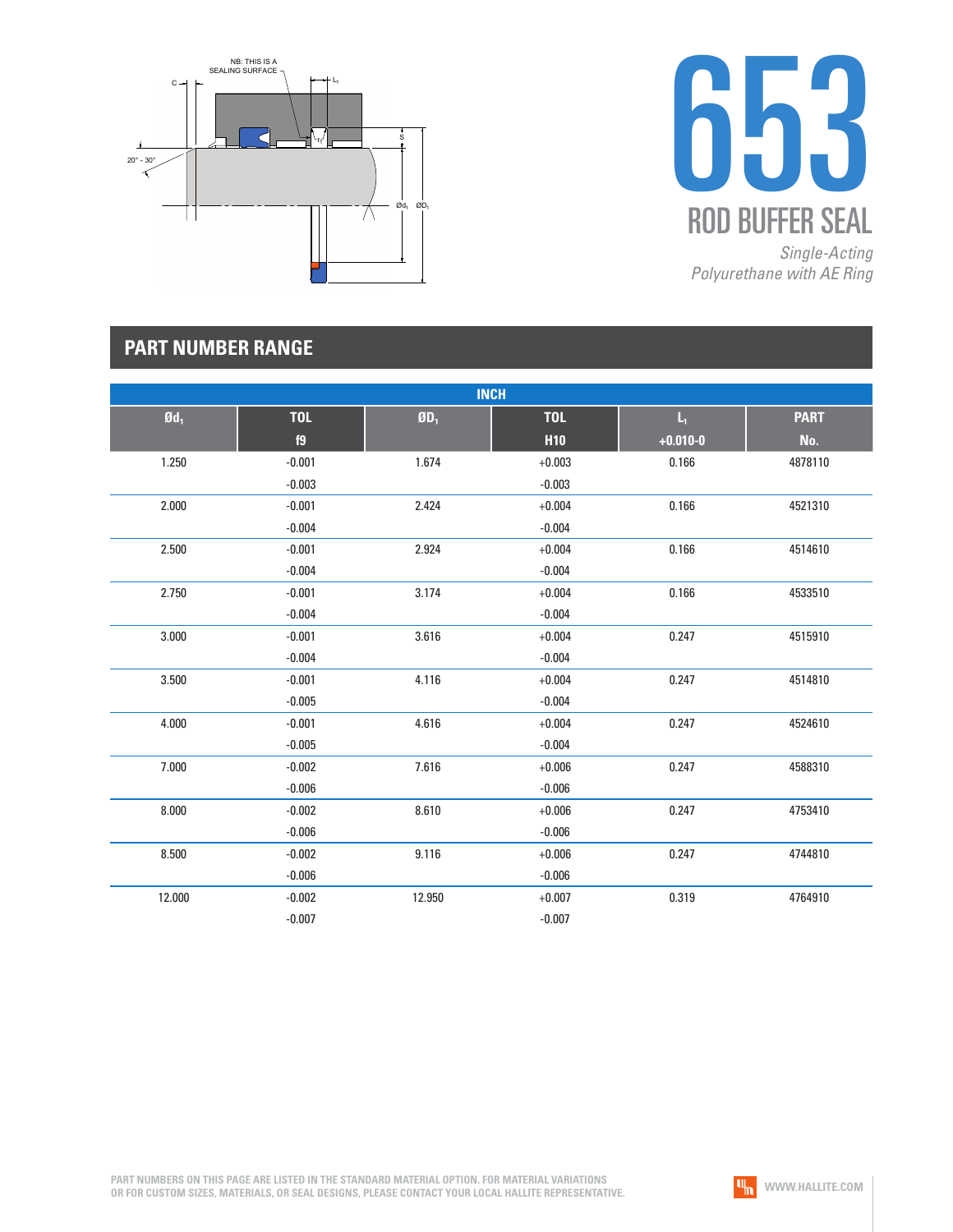# 653

## ROD BUFFER SEAL

*Single-Acting*
*Polyurethane with AE Ring*

NB: THIS IS A SEALING SURFACE

C

$L_1$

S

20° - 30°

$Ød_1$ $ØD_1$

## PART NUMBER RANGE

| INCH | | | | | |
|---|---|---|---|---|---|
| $Ød_1$ | TOL f9 | $ØD_1$ | TOL H10 | $L_1$ +0.010-0 | PART No. |
| 1.250 | -0.001 -0.003 | 1.674 | +0.003 -0.003 | 0.166 | 4878110 |
| 2.000 | -0.001 -0.004 | 2.424 | +0.004 -0.004 | 0.166 | 4521310 |
| 2.500 | -0.001 -0.004 | 2.924 | +0.004 -0.004 | 0.166 | 4514610 |
| 2.750 | -0.001 -0.004 | 3.174 | +0.004 -0.004 | 0.166 | 4533510 |
| 3.000 | -0.001 -0.004 | 3.616 | +0.004 -0.004 | 0.247 | 4515910 |
| 3.500 | -0.001 -0.005 | 4.116 | +0.004 -0.004 | 0.247 | 4514810 |
| 4.000 | -0.001 -0.005 | 4.616 | +0.004 -0.004 | 0.247 | 4524610 |
| 7.000 | -0.002 -0.006 | 7.616 | +0.006 -0.006 | 0.247 | 4588310 |
| 8.000 | -0.002 -0.006 | 8.610 | +0.006 -0.006 | 0.247 | 4753410 |
| 8.500 | -0.002 -0.006 | 9.116 | +0.006 -0.006 | 0.247 | 4744810 |
| 12.000 | -0.002 -0.007 | 12.950 | +0.007 -0.007 | 0.319 | 4764910 |

PART NUMBERS ON THIS PAGE ARE LISTED IN THE STANDARD MATERIAL OPTION. FOR MATERIAL VARIATIONS OR FOR CUSTOM SIZES, MATERIALS, OR SEAL DESIGNS, PLEASE CONTACT YOUR LOCAL HALLITE REPRESENTATIVE.

WWW.HALLITE.COM